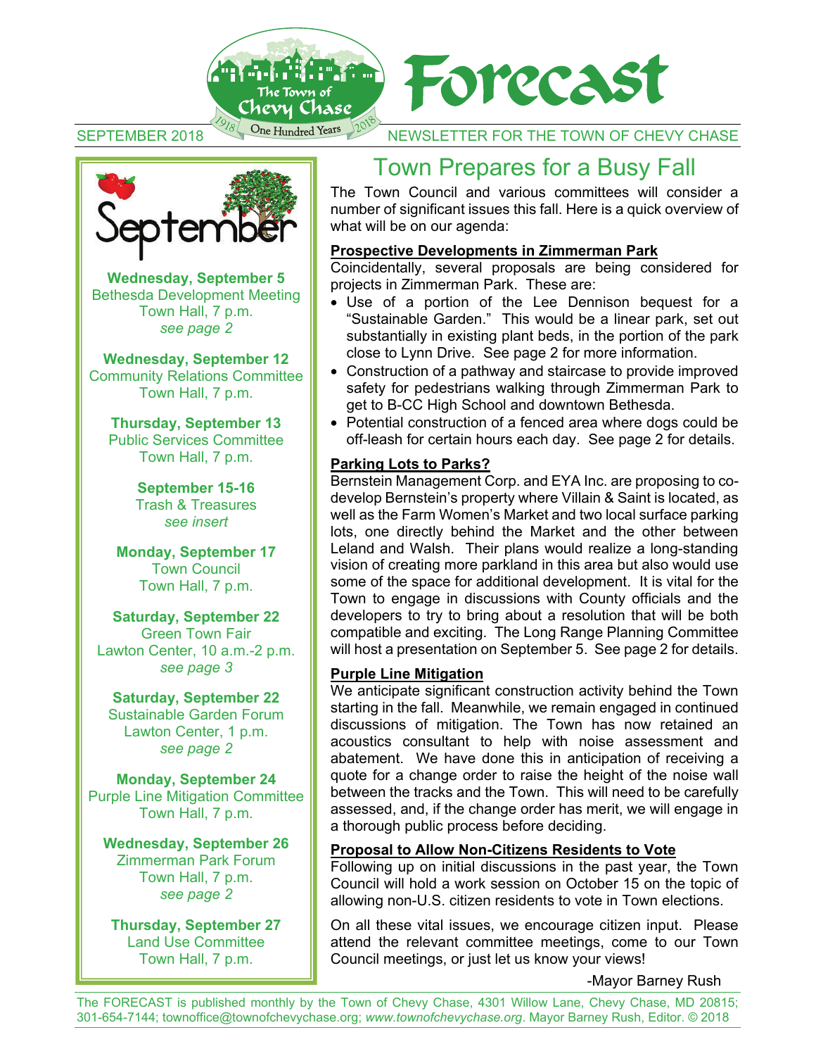# Forecast

The Town of Chevy Chase — One Hundred Years — 1918–2018

SEPTEMBER 2018 — NEWSLETTER FOR THE TOWN OF CHEVY CHASE

## September

**Wednesday, September 5**
Bethesda Development Meeting
Town Hall, 7 p.m.
*see page 2*

**Wednesday, September 12**
Community Relations Committee
Town Hall, 7 p.m.

**Thursday, September 13**
Public Services Committee
Town Hall, 7 p.m.

**September 15-16**
Trash & Treasures
*see insert*

**Monday, September 17**
Town Council
Town Hall, 7 p.m.

**Saturday, September 22**
Green Town Fair
Lawton Center, 10 a.m.-2 p.m.
*see page 3*

**Saturday, September 22**
Sustainable Garden Forum
Lawton Center, 1 p.m.
*see page 2*

**Monday, September 24**
Purple Line Mitigation Committee
Town Hall, 7 p.m.

**Wednesday, September 26**
Zimmerman Park Forum
Town Hall, 7 p.m.
*see page 2*

**Thursday, September 27**
Land Use Committee
Town Hall, 7 p.m.

# Town Prepares for a Busy Fall

The Town Council and various committees will consider a number of significant issues this fall. Here is a quick overview of what will be on our agenda:

**Prospective Developments in Zimmerman Park**

Coincidentally, several proposals are being considered for projects in Zimmerman Park. These are:

- Use of a portion of the Lee Dennison bequest for a "Sustainable Garden." This would be a linear park, set out substantially in existing plant beds, in the portion of the park close to Lynn Drive. See page 2 for more information.
- Construction of a pathway and staircase to provide improved safety for pedestrians walking through Zimmerman Park to get to B-CC High School and downtown Bethesda.
- Potential construction of a fenced area where dogs could be off-leash for certain hours each day. See page 2 for details.

**Parking Lots to Parks?**

Bernstein Management Corp. and EYA Inc. are proposing to co-develop Bernstein's property where Villain & Saint is located, as well as the Farm Women's Market and two local surface parking lots, one directly behind the Market and the other between Leland and Walsh. Their plans would realize a long-standing vision of creating more parkland in this area but also would use some of the space for additional development. It is vital for the Town to engage in discussions with County officials and the developers to try to bring about a resolution that will be both compatible and exciting. The Long Range Planning Committee will host a presentation on September 5. See page 2 for details.

**Purple Line Mitigation**

We anticipate significant construction activity behind the Town starting in the fall. Meanwhile, we remain engaged in continued discussions of mitigation. The Town has now retained an acoustics consultant to help with noise assessment and abatement. We have done this in anticipation of receiving a quote for a change order to raise the height of the noise wall between the tracks and the Town. This will need to be carefully assessed, and, if the change order has merit, we will engage in a thorough public process before deciding.

**Proposal to Allow Non-Citizens Residents to Vote**

Following up on initial discussions in the past year, the Town Council will hold a work session on October 15 on the topic of allowing non-U.S. citizen residents to vote in Town elections.

On all these vital issues, we encourage citizen input. Please attend the relevant committee meetings, come to our Town Council meetings, or just let us know your views!

-Mayor Barney Rush

The FORECAST is published monthly by the Town of Chevy Chase, 4301 Willow Lane, Chevy Chase, MD 20815; 301-654-7144; townoffice@townofchevychase.org; *www.townofchevychase.org*. Mayor Barney Rush, Editor. © 2018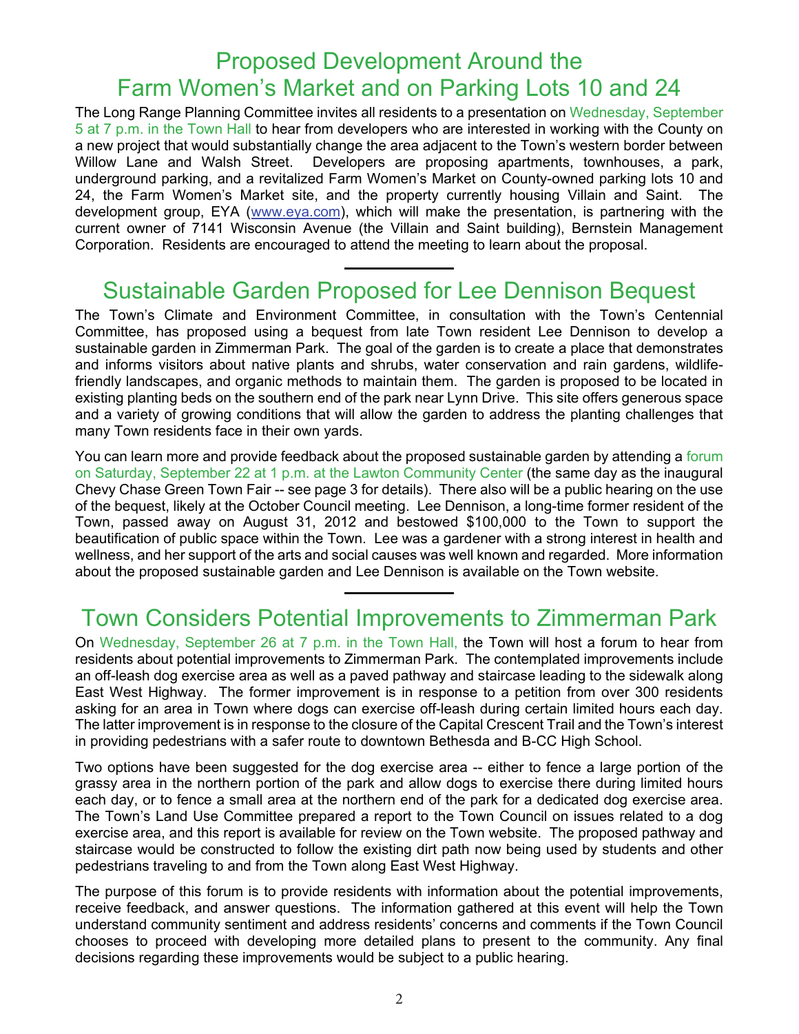# Proposed Development Around the Farm Women's Market and on Parking Lots 10 and 24

The Long Range Planning Committee invites all residents to a presentation on Wednesday, September 5 at 7 p.m. in the Town Hall to hear from developers who are interested in working with the County on a new project that would substantially change the area adjacent to the Town's western border between Willow Lane and Walsh Street. Developers are proposing apartments, townhouses, a park, underground parking, and a revitalized Farm Women's Market on County-owned parking lots 10 and 24, the Farm Women's Market site, and the property currently housing Villain and Saint. The development group, EYA (www.eya.com), which will make the presentation, is partnering with the current owner of 7141 Wisconsin Avenue (the Villain and Saint building), Bernstein Management Corporation. Residents are encouraged to attend the meeting to learn about the proposal.

---

# Sustainable Garden Proposed for Lee Dennison Bequest

The Town's Climate and Environment Committee, in consultation with the Town's Centennial Committee, has proposed using a bequest from late Town resident Lee Dennison to develop a sustainable garden in Zimmerman Park. The goal of the garden is to create a place that demonstrates and informs visitors about native plants and shrubs, water conservation and rain gardens, wildlife-friendly landscapes, and organic methods to maintain them. The garden is proposed to be located in existing planting beds on the southern end of the park near Lynn Drive. This site offers generous space and a variety of growing conditions that will allow the garden to address the planting challenges that many Town residents face in their own yards.

You can learn more and provide feedback about the proposed sustainable garden by attending a forum on Saturday, September 22 at 1 p.m. at the Lawton Community Center (the same day as the inaugural Chevy Chase Green Town Fair -- see page 3 for details). There also will be a public hearing on the use of the bequest, likely at the October Council meeting. Lee Dennison, a long-time former resident of the Town, passed away on August 31, 2012 and bestowed $100,000 to the Town to support the beautification of public space within the Town. Lee was a gardener with a strong interest in health and wellness, and her support of the arts and social causes was well known and regarded. More information about the proposed sustainable garden and Lee Dennison is available on the Town website.

---

# Town Considers Potential Improvements to Zimmerman Park

On Wednesday, September 26 at 7 p.m. in the Town Hall, the Town will host a forum to hear from residents about potential improvements to Zimmerman Park. The contemplated improvements include an off-leash dog exercise area as well as a paved pathway and staircase leading to the sidewalk along East West Highway. The former improvement is in response to a petition from over 300 residents asking for an area in Town where dogs can exercise off-leash during certain limited hours each day. The latter improvement is in response to the closure of the Capital Crescent Trail and the Town's interest in providing pedestrians with a safer route to downtown Bethesda and B-CC High School.

Two options have been suggested for the dog exercise area -- either to fence a large portion of the grassy area in the northern portion of the park and allow dogs to exercise there during limited hours each day, or to fence a small area at the northern end of the park for a dedicated dog exercise area. The Town's Land Use Committee prepared a report to the Town Council on issues related to a dog exercise area, and this report is available for review on the Town website. The proposed pathway and staircase would be constructed to follow the existing dirt path now being used by students and other pedestrians traveling to and from the Town along East West Highway.

The purpose of this forum is to provide residents with information about the potential improvements, receive feedback, and answer questions. The information gathered at this event will help the Town understand community sentiment and address residents' concerns and comments if the Town Council chooses to proceed with developing more detailed plans to present to the community. Any final decisions regarding these improvements would be subject to a public hearing.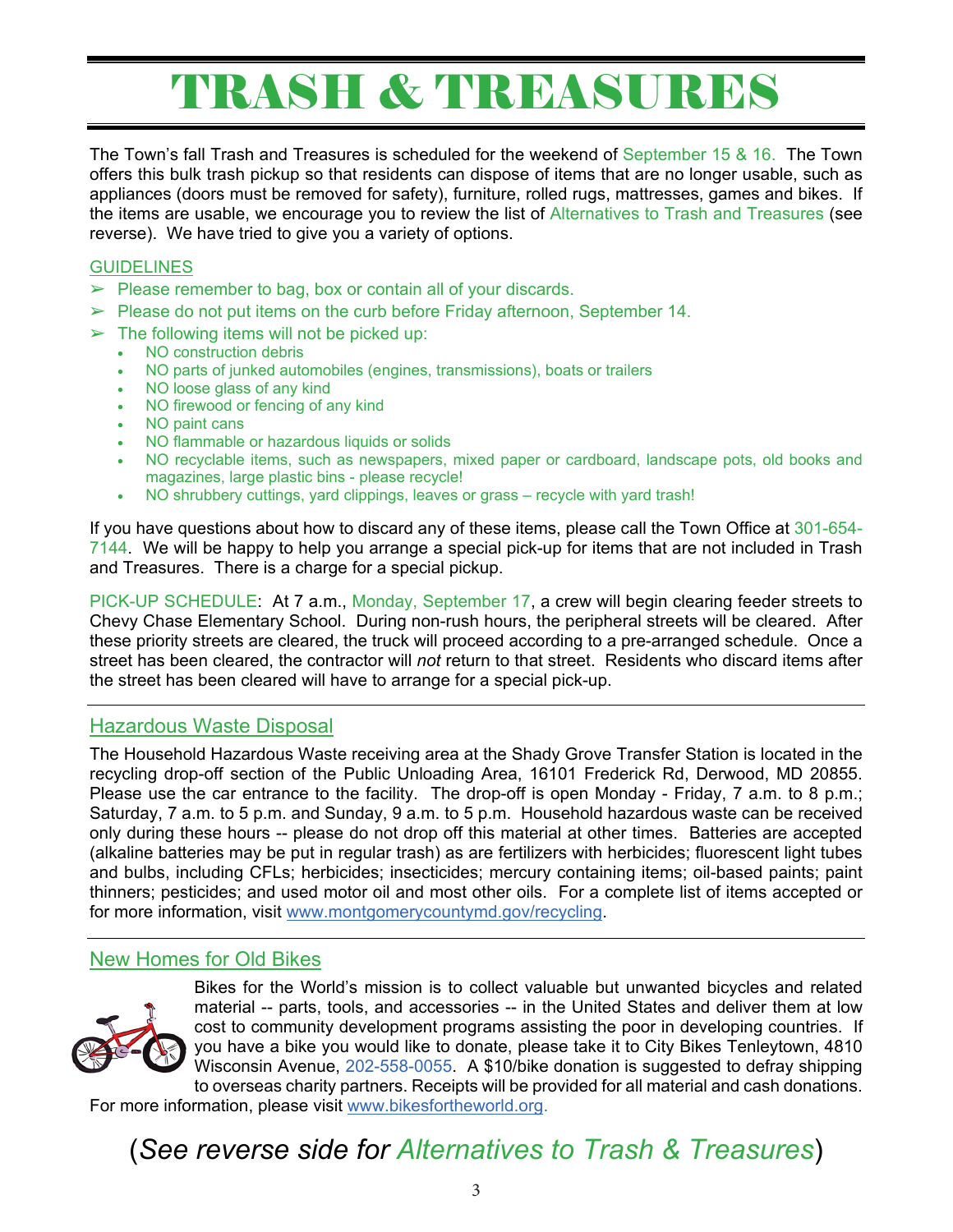# TRASH & TREASURES

The Town's fall Trash and Treasures is scheduled for the weekend of September 15 & 16. The Town offers this bulk trash pickup so that residents can dispose of items that are no longer usable, such as appliances (doors must be removed for safety), furniture, rolled rugs, mattresses, games and bikes. If the items are usable, we encourage you to review the list of Alternatives to Trash and Treasures (see reverse). We have tried to give you a variety of options.

## GUIDELINES

- Please remember to bag, box or contain all of your discards.
- Please do not put items on the curb before Friday afternoon, September 14.
- The following items will not be picked up:
  - NO construction debris
  - NO parts of junked automobiles (engines, transmissions), boats or trailers
  - NO loose glass of any kind
  - NO firewood or fencing of any kind
  - NO paint cans
  - NO flammable or hazardous liquids or solids
  - NO recyclable items, such as newspapers, mixed paper or cardboard, landscape pots, old books and magazines, large plastic bins - please recycle!
  - NO shrubbery cuttings, yard clippings, leaves or grass – recycle with yard trash!

If you have questions about how to discard any of these items, please call the Town Office at 301-654-7144. We will be happy to help you arrange a special pick-up for items that are not included in Trash and Treasures. There is a charge for a special pickup.

PICK-UP SCHEDULE: At 7 a.m., Monday, September 17, a crew will begin clearing feeder streets to Chevy Chase Elementary School. During non-rush hours, the peripheral streets will be cleared. After these priority streets are cleared, the truck will proceed according to a pre-arranged schedule. Once a street has been cleared, the contractor will *not* return to that street. Residents who discard items after the street has been cleared will have to arrange for a special pick-up.

---

## Hazardous Waste Disposal

The Household Hazardous Waste receiving area at the Shady Grove Transfer Station is located in the recycling drop-off section of the Public Unloading Area, 16101 Frederick Rd, Derwood, MD 20855. Please use the car entrance to the facility. The drop-off is open Monday - Friday, 7 a.m. to 8 p.m.; Saturday, 7 a.m. to 5 p.m. and Sunday, 9 a.m. to 5 p.m. Household hazardous waste can be received only during these hours -- please do not drop off this material at other times. Batteries are accepted (alkaline batteries may be put in regular trash) as are fertilizers with herbicides; fluorescent light tubes and bulbs, including CFLs; herbicides; insecticides; mercury containing items; oil-based paints; paint thinners; pesticides; and used motor oil and most other oils. For a complete list of items accepted or for more information, visit www.montgomerycountymd.gov/recycling.

---

## New Homes for Old Bikes

Bikes for the World's mission is to collect valuable but unwanted bicycles and related material -- parts, tools, and accessories -- in the United States and deliver them at low cost to community development programs assisting the poor in developing countries. If you have a bike you would like to donate, please take it to City Bikes Tenleytown, 4810 Wisconsin Avenue, 202-558-0055. A $10/bike donation is suggested to defray shipping to overseas charity partners. Receipts will be provided for all material and cash donations. For more information, please visit www.bikesfortheworld.org.

## (*See reverse side for Alternatives to Trash & Treasures*)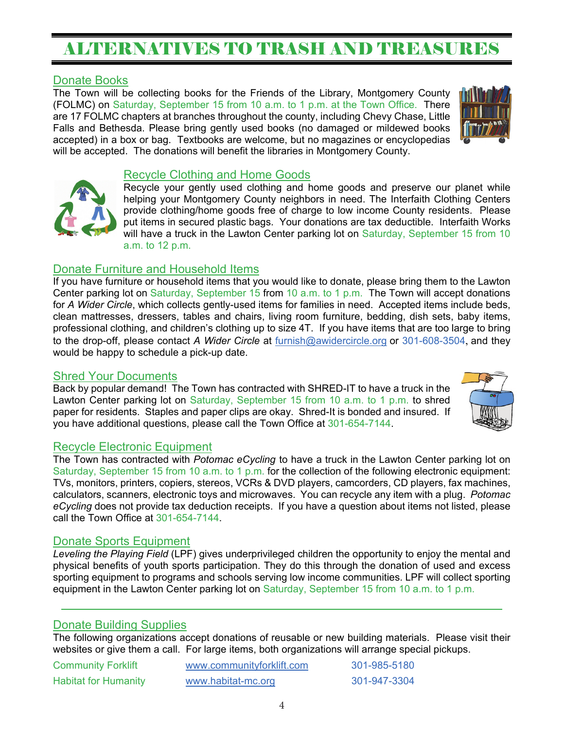# ALTERNATIVES TO TRASH AND TREASURES

## Donate Books

The Town will be collecting books for the Friends of the Library, Montgomery County (FOLMC) on Saturday, September 15 from 10 a.m. to 1 p.m. at the Town Office. There are 17 FOLMC chapters at branches throughout the county, including Chevy Chase, Little Falls and Bethesda. Please bring gently used books (no damaged or mildewed books accepted) in a box or bag. Textbooks are welcome, but no magazines or encyclopedias will be accepted. The donations will benefit the libraries in Montgomery County.

## Recycle Clothing and Home Goods

Recycle your gently used clothing and home goods and preserve our planet while helping your Montgomery County neighbors in need. The Interfaith Clothing Centers provide clothing/home goods free of charge to low income County residents. Please put items in secured plastic bags. Your donations are tax deductible. Interfaith Works will have a truck in the Lawton Center parking lot on Saturday, September 15 from 10 a.m. to 12 p.m.

## Donate Furniture and Household Items

If you have furniture or household items that you would like to donate, please bring them to the Lawton Center parking lot on Saturday, September 15 from 10 a.m. to 1 p.m. The Town will accept donations for *A Wider Circle*, which collects gently-used items for families in need. Accepted items include beds, clean mattresses, dressers, tables and chairs, living room furniture, bedding, dish sets, baby items, professional clothing, and children's clothing up to size 4T. If you have items that are too large to bring to the drop-off, please contact *A Wider Circle* at furnish@awidercircle.org or 301-608-3504, and they would be happy to schedule a pick-up date.

## Shred Your Documents

Back by popular demand! The Town has contracted with SHRED-IT to have a truck in the Lawton Center parking lot on Saturday, September 15 from 10 a.m. to 1 p.m. to shred paper for residents. Staples and paper clips are okay. Shred-It is bonded and insured. If you have additional questions, please call the Town Office at 301-654-7144.

## Recycle Electronic Equipment

The Town has contracted with *Potomac eCycling* to have a truck in the Lawton Center parking lot on Saturday, September 15 from 10 a.m. to 1 p.m. for the collection of the following electronic equipment: TVs, monitors, printers, copiers, stereos, VCRs & DVD players, camcorders, CD players, fax machines, calculators, scanners, electronic toys and microwaves. You can recycle any item with a plug. *Potomac eCycling* does not provide tax deduction receipts. If you have a question about items not listed, please call the Town Office at 301-654-7144.

## Donate Sports Equipment

*Leveling the Playing Field* (LPF) gives underprivileged children the opportunity to enjoy the mental and physical benefits of youth sports participation. They do this through the donation of used and excess sporting equipment to programs and schools serving low income communities. LPF will collect sporting equipment in the Lawton Center parking lot on Saturday, September 15 from 10 a.m. to 1 p.m.

---

## Donate Building Supplies

The following organizations accept donations of reusable or new building materials. Please visit their websites or give them a call. For large items, both organizations will arrange special pickups.

| | | |
|---|---|---|
| Community Forklift | www.communityforklift.com | 301-985-5180 |
| Habitat for Humanity | www.habitat-mc.org | 301-947-3304 |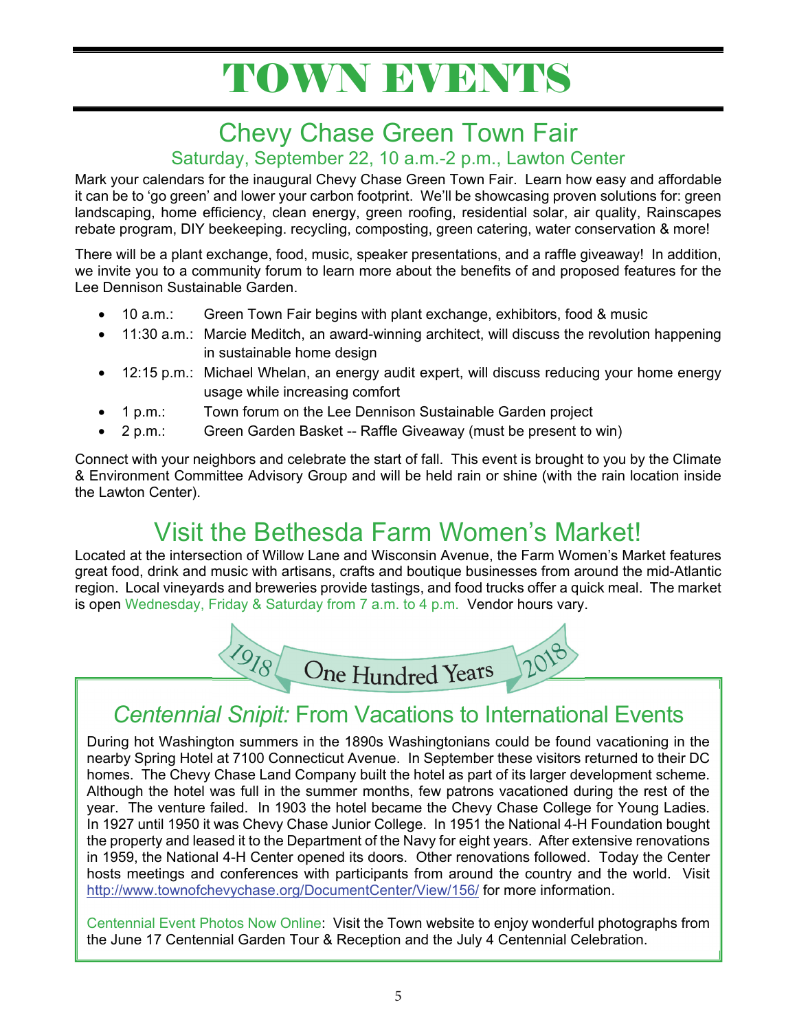# TOWN EVENTS

## Chevy Chase Green Town Fair

### Saturday, September 22, 10 a.m.-2 p.m., Lawton Center

Mark your calendars for the inaugural Chevy Chase Green Town Fair. Learn how easy and affordable it can be to 'go green' and lower your carbon footprint. We'll be showcasing proven solutions for: green landscaping, home efficiency, clean energy, green roofing, residential solar, air quality, Rainscapes rebate program, DIY beekeeping. recycling, composting, green catering, water conservation & more!

There will be a plant exchange, food, music, speaker presentations, and a raffle giveaway! In addition, we invite you to a community forum to learn more about the benefits of and proposed features for the Lee Dennison Sustainable Garden.

- 10 a.m.: Green Town Fair begins with plant exchange, exhibitors, food & music
- 11:30 a.m.: Marcie Meditch, an award-winning architect, will discuss the revolution happening in sustainable home design
- 12:15 p.m.: Michael Whelan, an energy audit expert, will discuss reducing your home energy usage while increasing comfort
- 1 p.m.: Town forum on the Lee Dennison Sustainable Garden project
- 2 p.m.: Green Garden Basket -- Raffle Giveaway (must be present to win)

Connect with your neighbors and celebrate the start of fall. This event is brought to you by the Climate & Environment Committee Advisory Group and will be held rain or shine (with the rain location inside the Lawton Center).

## Visit the Bethesda Farm Women's Market!

Located at the intersection of Willow Lane and Wisconsin Avenue, the Farm Women's Market features great food, drink and music with artisans, crafts and boutique businesses from around the mid-Atlantic region. Local vineyards and breweries provide tastings, and food trucks offer a quick meal. The market is open Wednesday, Friday & Saturday from 7 a.m. to 4 p.m. Vendor hours vary.

1918 One Hundred Years 2018

## *Centennial Snipit:* From Vacations to International Events

During hot Washington summers in the 1890s Washingtonians could be found vacationing in the nearby Spring Hotel at 7100 Connecticut Avenue. In September these visitors returned to their DC homes. The Chevy Chase Land Company built the hotel as part of its larger development scheme. Although the hotel was full in the summer months, few patrons vacationed during the rest of the year. The venture failed. In 1903 the hotel became the Chevy Chase College for Young Ladies. In 1927 until 1950 it was Chevy Chase Junior College. In 1951 the National 4-H Foundation bought the property and leased it to the Department of the Navy for eight years. After extensive renovations in 1959, the National 4-H Center opened its doors. Other renovations followed. Today the Center hosts meetings and conferences with participants from around the country and the world. Visit http://www.townofchevychase.org/DocumentCenter/View/156/ for more information.

Centennial Event Photos Now Online: Visit the Town website to enjoy wonderful photographs from the June 17 Centennial Garden Tour & Reception and the July 4 Centennial Celebration.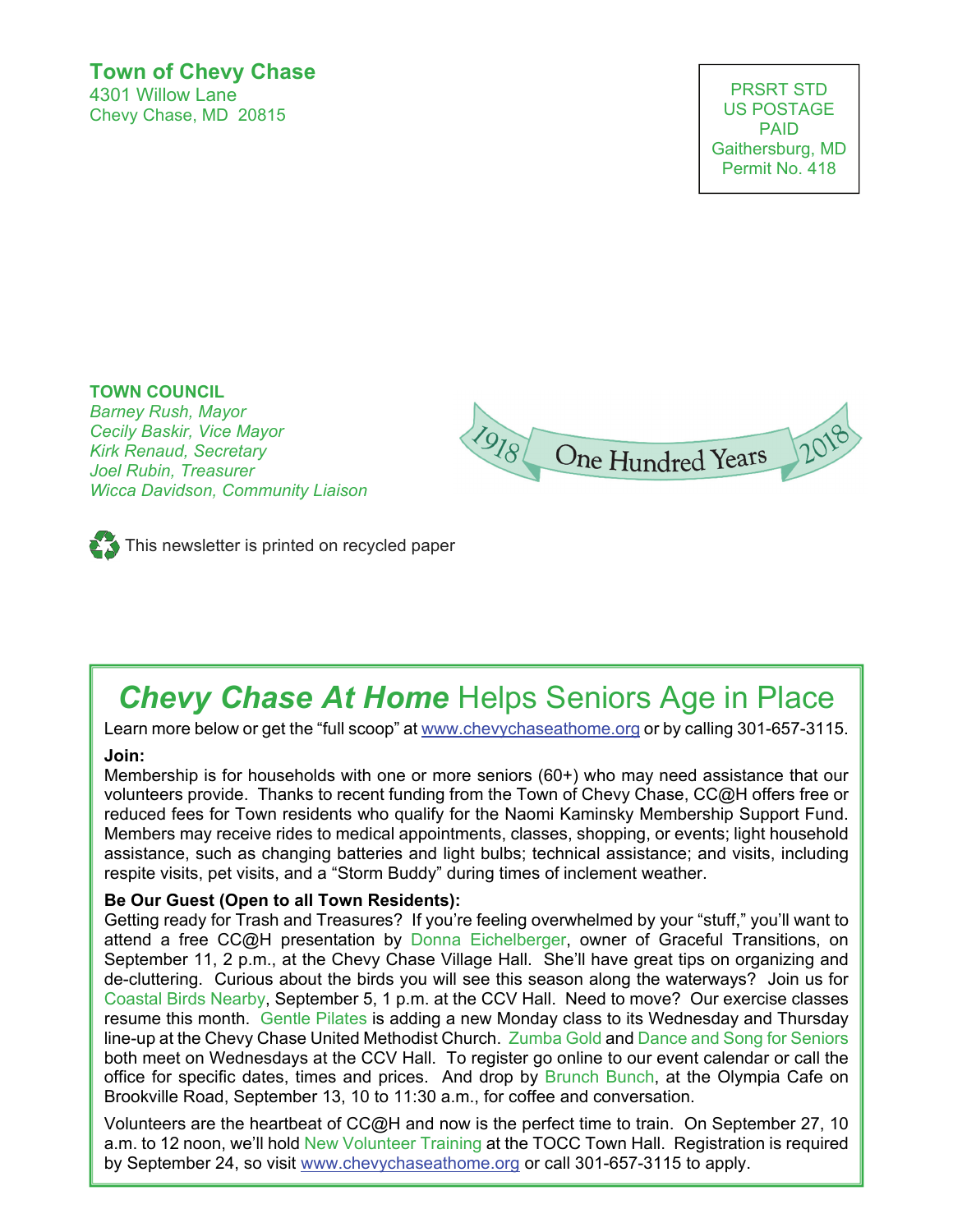**Town of Chevy Chase**
4301 Willow Lane
Chevy Chase, MD 20815

PRSRT STD
US POSTAGE
PAID
Gaithersburg, MD
Permit No. 418

**TOWN COUNCIL**
*Barney Rush, Mayor*
*Cecily Baskir, Vice Mayor*
*Kirk Renaud, Secretary*
*Joel Rubin, Treasurer*
*Wicca Davidson, Community Liaison*

1918 One Hundred Years 2018

This newsletter is printed on recycled paper

## *Chevy Chase At Home* Helps Seniors Age in Place

Learn more below or get the "full scoop" at www.chevychaseathome.org or by calling 301-657-3115.

**Join:**
Membership is for households with one or more seniors (60+) who may need assistance that our volunteers provide. Thanks to recent funding from the Town of Chevy Chase, CC@H offers free or reduced fees for Town residents who qualify for the Naomi Kaminsky Membership Support Fund. Members may receive rides to medical appointments, classes, shopping, or events; light household assistance, such as changing batteries and light bulbs; technical assistance; and visits, including respite visits, pet visits, and a "Storm Buddy" during times of inclement weather.

**Be Our Guest (Open to all Town Residents):**
Getting ready for Trash and Treasures? If you're feeling overwhelmed by your "stuff," you'll want to attend a free CC@H presentation by Donna Eichelberger, owner of Graceful Transitions, on September 11, 2 p.m., at the Chevy Chase Village Hall. She'll have great tips on organizing and de-cluttering. Curious about the birds you will see this season along the waterways? Join us for Coastal Birds Nearby, September 5, 1 p.m. at the CCV Hall. Need to move? Our exercise classes resume this month. Gentle Pilates is adding a new Monday class to its Wednesday and Thursday line-up at the Chevy Chase United Methodist Church. Zumba Gold and Dance and Song for Seniors both meet on Wednesdays at the CCV Hall. To register go online to our event calendar or call the office for specific dates, times and prices. And drop by Brunch Bunch, at the Olympia Cafe on Brookville Road, September 13, 10 to 11:30 a.m., for coffee and conversation.

Volunteers are the heartbeat of CC@H and now is the perfect time to train. On September 27, 10 a.m. to 12 noon, we'll hold New Volunteer Training at the TOCC Town Hall. Registration is required by September 24, so visit www.chevychaseathome.org or call 301-657-3115 to apply.